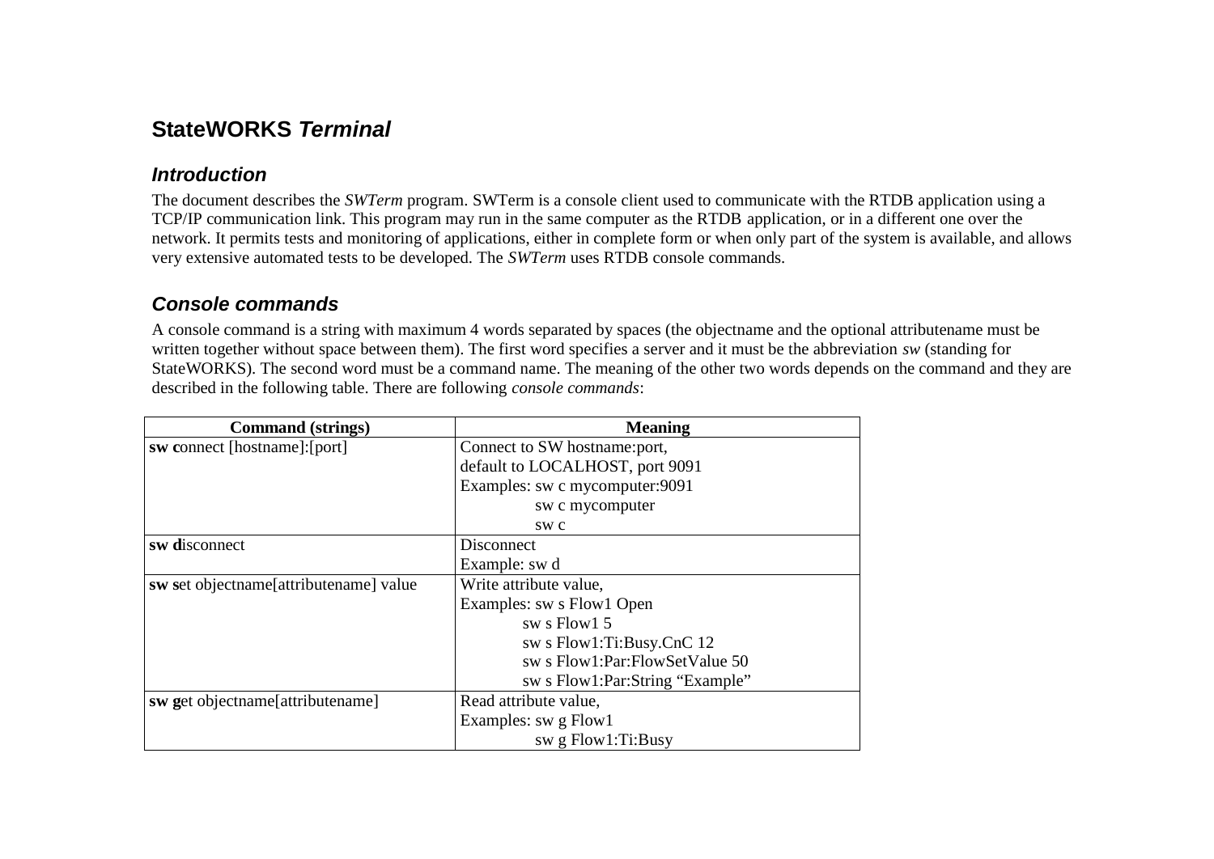# StateWORKS *Terminal*

## *Introduction*

The document describes the *SWTerm* program. SWTerm is a console client used to communicate with the RTDB application using a TCP/IP communication link. This program may run in the same computer as the RTDB application, or in a different one over the network. It permits tests and monitoring of applications, either in complete form or when only part of the system is available, and allows very extensive automated tests to be developed. The *SWTerm* uses RTDB console commands.

## *Console commands*

A console command is a string with maximum 4 words separated by spaces (the objectname and the optional attributename must be written together without space between them). The first word specifies a server and it must be the abbreviation *sw* (standing for StateWORKS). The second word must be a command name. The meaning of the other two words depends on the command and they are described in the following table. There are following *console commands*:

| Command (strings) | Meaning |
|---|---|
| **sw c**onnect [hostname]:[port] | Connect to SW hostname:port,<br>default to LOCALHOST, port 9091<br>Examples: sw c mycomputer:9091<br>sw c mycomputer<br>sw c |
| **sw d**isconnect | Disconnect<br>Example: sw d |
| **sw s**et objectname[attributename] value | Write attribute value,<br>Examples: sw s Flow1 Open<br>sw s Flow1 5<br>sw s Flow1:Ti:Busy.CnC 12<br>sw s Flow1:Par:FlowSetValue 50<br>sw s Flow1:Par:String “Example” |
| **sw g**et objectname[attributename] | Read attribute value,<br>Examples: sw g Flow1<br>sw g Flow1:Ti:Busy |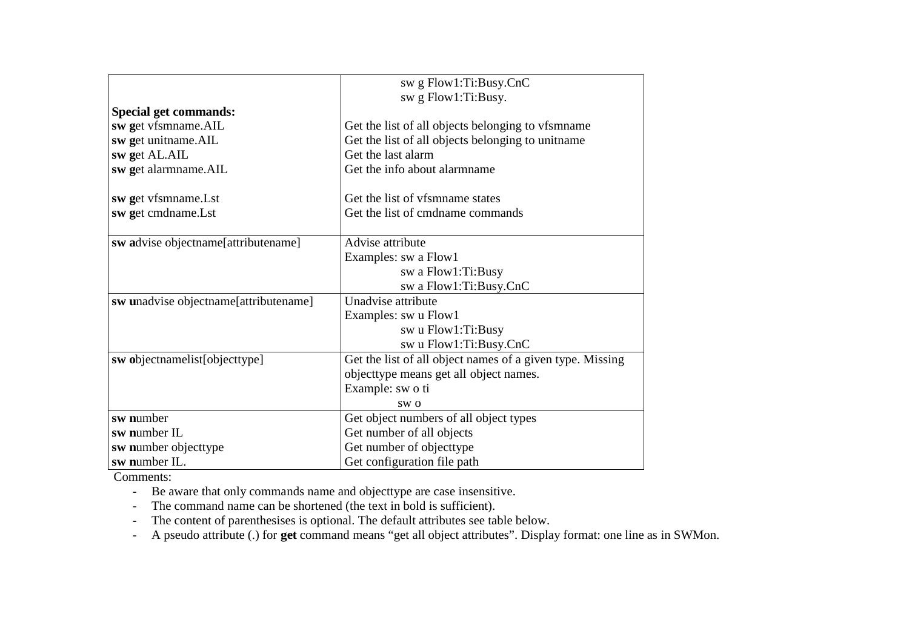| | |
|---|---|
| | sw g Flow1:Ti:Busy.CnC<br>sw g Flow1:Ti:Busy. |
| **Special get commands:**<br>**sw g**et vfsmname.AIL<br>**sw g**et unitname.AIL<br>**sw g**et AL.AIL<br>**sw g**et alarmname.AIL<br><br>**sw g**et vfsmname.Lst<br>**sw g**et cmdname.Lst | <br>Get the list of all objects belonging to vfsmname<br>Get the list of all objects belonging to unitname<br>Get the last alarm<br>Get the info about alarmname<br><br>Get the list of vfsmname states<br>Get the list of cmdname commands |
| **sw a**dvise objectname[attributename] | Advise attribute<br>Examples: sw a Flow1<br>sw a Flow1:Ti:Busy<br>sw a Flow1:Ti:Busy.CnC |
| **sw u**nadvise objectname[attributename] | Unadvise attribute<br>Examples: sw u Flow1<br>sw u Flow1:Ti:Busy<br>sw u Flow1:Ti:Busy.CnC |
| **sw o**bjectnamelist[objecttype] | Get the list of all object names of a given type. Missing objecttype means get all object names.<br>Example: sw o ti<br>sw o |
| **sw n**umber<br>**sw n**umber IL<br>**sw n**umber objecttype<br>**sw n**umber IL. | Get object numbers of all object types<br>Get number of all objects<br>Get number of objecttype<br>Get configuration file path |

Comments:

- Be aware that only commands name and objecttype are case insensitive.
- The command name can be shortened (the text in bold is sufficient).
- The content of parenthesises is optional. The default attributes see table below.
- A pseudo attribute (.) for **get** command means "get all object attributes". Display format: one line as in SWMon.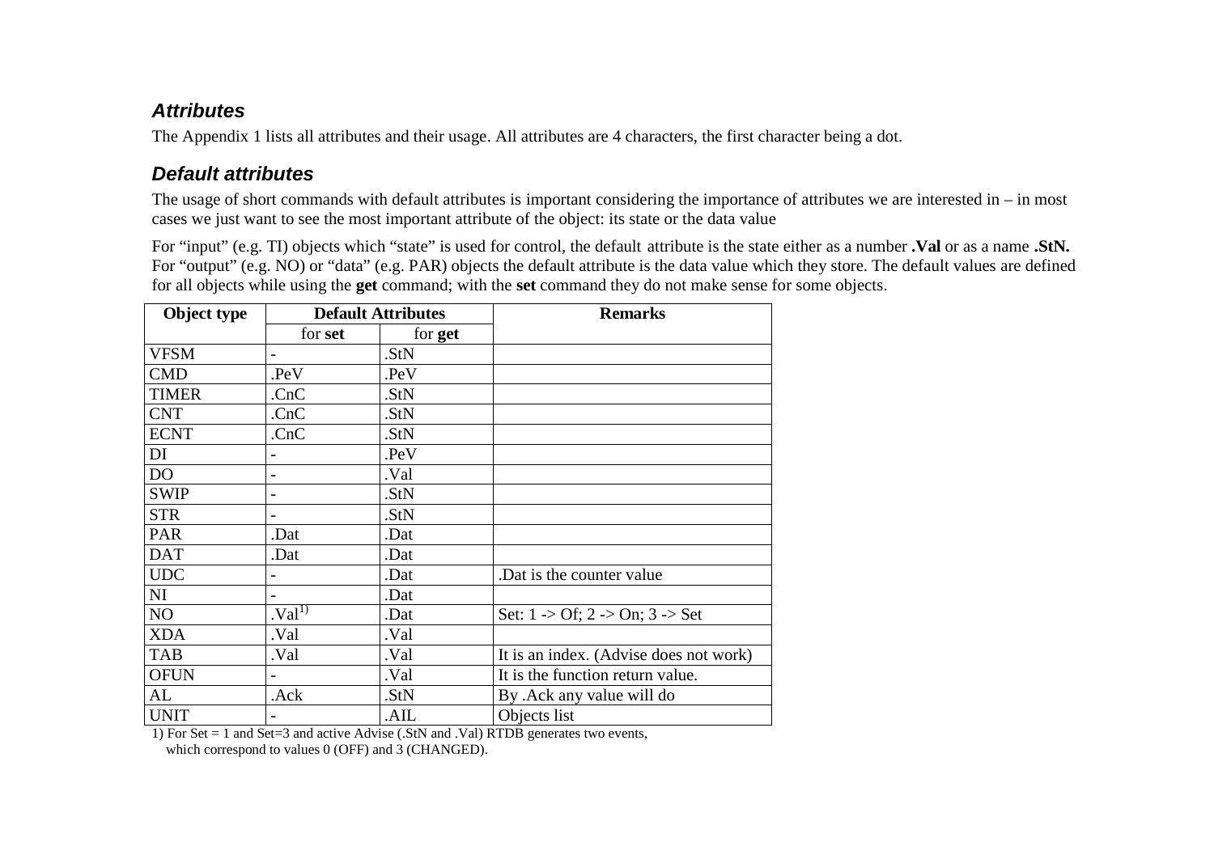### *Attributes*

The Appendix 1 lists all attributes and their usage. All attributes are 4 characters, the first character being a dot.

### *Default attributes*

The usage of short commands with default attributes is important considering the importance of attributes we are interested in – in most cases we just want to see the most important attribute of the object: its state or the data value

For "input" (e.g. TI) objects which "state" is used for control, the default attribute is the state either as a number **.Val** or as a name **.StN.** For "output" (e.g. NO) or "data" (e.g. PAR) objects the default attribute is the data value which they store. The default values are defined for all objects while using the **get** command; with the **set** command they do not make sense for some objects.

| Object type | Default Attributes | | Remarks |
|---|---|---|---|
| | for **set** | for **get** | |
| VFSM | - | .StN | |
| CMD | .PeV | .PeV | |
| TIMER | .CnC | .StN | |
| CNT | .CnC | .StN | |
| ECNT | .CnC | .StN | |
| DI | - | .PeV | |
| DO | - | .Val | |
| SWIP | - | .StN | |
| STR | - | .StN | |
| PAR | .Dat | .Dat | |
| DAT | .Dat | .Dat | |
| UDC | - | .Dat | .Dat is the counter value |
| NI | - | .Dat | |
| NO | .Val[1)] | .Dat | Set: 1 -> Of; 2 -> On; 3 -> Set |
| XDA | .Val | .Val | |
| TAB | .Val | .Val | It is an index. (Advise does not work) |
| OFUN | - | .Val | It is the function return value. |
| AL | .Ack | .StN | By .Ack any value will do |
| UNIT | - | .AIL | Objects list |

1) For Set = 1 and Set=3 and active Advise (.StN and .Val) RTDB generates two events, which correspond to values 0 (OFF) and 3 (CHANGED).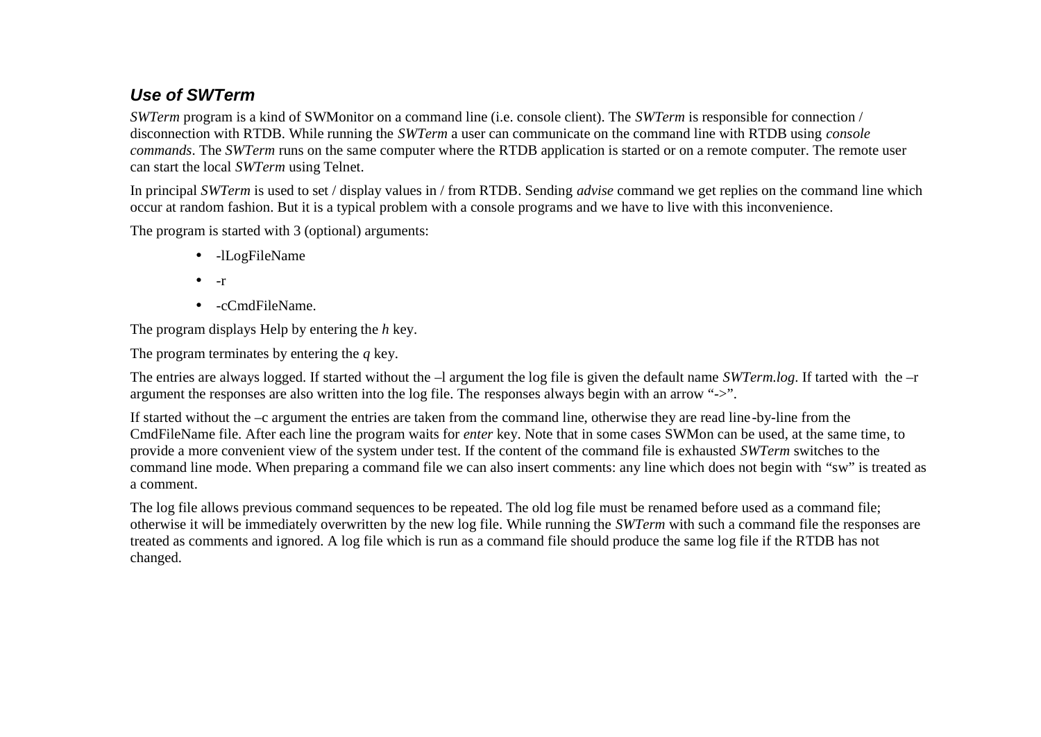### *Use of SWTerm*

*SWTerm* program is a kind of SWMonitor on a command line (i.e. console client). The *SWTerm* is responsible for connection / disconnection with RTDB. While running the *SWTerm* a user can communicate on the command line with RTDB using *console commands*. The *SWTerm* runs on the same computer where the RTDB application is started or on a remote computer. The remote user can start the local *SWTerm* using Telnet.

In principal *SWTerm* is used to set / display values in / from RTDB. Sending *advise* command we get replies on the command line which occur at random fashion. But it is a typical problem with a console programs and we have to live with this inconvenience.

The program is started with 3 (optional) arguments:

- -lLogFileName
- -r
- -cCmdFileName.

The program displays Help by entering the *h* key.

The program terminates by entering the *q* key.

The entries are always logged. If started without the –l argument the log file is given the default name *SWTerm.log*. If tarted with the –r argument the responses are also written into the log file. The responses always begin with an arrow "->".

If started without the –c argument the entries are taken from the command line, otherwise they are read line-by-line from the CmdFileName file. After each line the program waits for *enter* key. Note that in some cases SWMon can be used, at the same time, to provide a more convenient view of the system under test. If the content of the command file is exhausted *SWTerm* switches to the command line mode. When preparing a command file we can also insert comments: any line which does not begin with "sw" is treated as a comment.

The log file allows previous command sequences to be repeated. The old log file must be renamed before used as a command file; otherwise it will be immediately overwritten by the new log file. While running the *SWTerm* with such a command file the responses are treated as comments and ignored. A log file which is run as a command file should produce the same log file if the RTDB has not changed.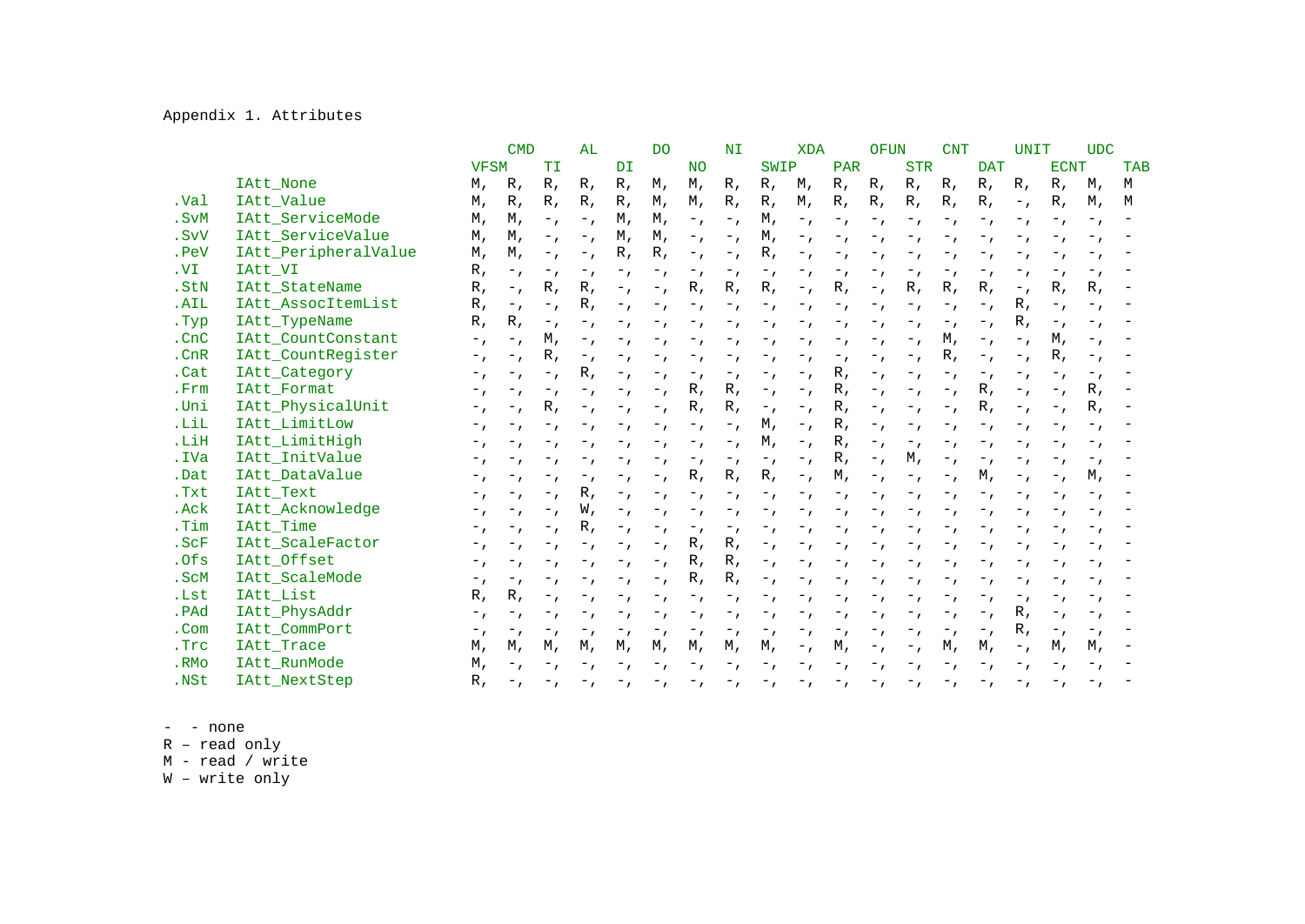Appendix 1. Attributes

| | | VFSM | CMD | TI | AL | DI | DO | NO | NI | SWIP | XDA | PAR | OFUN | STR | CNT | DAT | UNIT | ECNT | UDC | TAB |
|---|---|---|---|---|---|---|---|---|---|---|---|---|---|---|---|---|---|---|---|---|
| | IAtt_None | M | R | R | R | R | M | M | R | R | M | R | R | R | R | R | R | R | M | M |
| .Val | IAtt_Value | M | R | R | R | R | M | M | R | R | M | R | R | R | R | R | - | R | M | M |
| .SvM | IAtt_ServiceMode | M | M | - | - | M | M | - | - | M | - | - | - | - | - | - | - | - | - | - |
| .SvV | IAtt_ServiceValue | M | M | - | - | M | M | - | - | M | - | - | - | - | - | - | - | - | - | - |
| .PeV | IAtt_PeripheralValue | M | M | - | - | R | R | - | - | R | - | - | - | - | - | - | - | - | - | - |
| .VI | IAtt_VI | R | - | - | - | - | - | - | - | - | - | - | - | - | - | - | - | - | - | - |
| .StN | IAtt_StateName | R | - | R | R | - | - | R | R | R | - | R | - | R | R | R | - | R | R | - |
| .AIL | IAtt_AssocItemList | R | - | - | R | - | - | - | - | - | - | - | - | - | - | - | R | - | - | - |
| .Typ | IAtt_TypeName | R | R | - | - | - | - | - | - | - | - | - | - | - | - | - | R | - | - | - |
| .CnC | IAtt_CountConstant | - | - | M | - | - | - | - | - | - | - | - | - | - | M | - | - | M | - | - |
| .CnR | IAtt_CountRegister | - | - | R | - | - | - | - | - | - | - | - | - | - | R | - | - | R | - | - |
| .Cat | IAtt_Category | - | - | - | R | - | - | - | - | - | - | R | - | - | - | - | - | - | - | - |
| .Frm | IAtt_Format | - | - | - | - | - | - | R | R | - | - | R | - | - | - | R | - | - | R | - |
| .Uni | IAtt_PhysicalUnit | - | - | R | - | - | - | R | R | - | - | R | - | - | - | R | - | - | R | - |
| .LiL | IAtt_LimitLow | - | - | - | - | - | - | - | - | M | - | R | - | - | - | - | - | - | - | - |
| .LiH | IAtt_LimitHigh | - | - | - | - | - | - | - | - | M | - | R | - | - | - | - | - | - | - | - |
| .IVa | IAtt_InitValue | - | - | - | - | - | - | - | - | - | - | R | - | M | - | - | - | - | - | - |
| .Dat | IAtt_DataValue | - | - | - | - | - | - | R | R | R | - | M | - | - | - | M | - | - | M | - |
| .Txt | IAtt_Text | - | - | - | R | - | - | - | - | - | - | - | - | - | - | - | - | - | - | - |
| .Ack | IAtt_Acknowledge | - | - | - | W | - | - | - | - | - | - | - | - | - | - | - | - | - | - | - |
| .Tim | IAtt_Time | - | - | - | R | - | - | - | - | - | - | - | - | - | - | - | - | - | - | - |
| .ScF | IAtt_ScaleFactor | - | - | - | - | - | - | R | R | - | - | - | - | - | - | - | - | - | - | - |
| .Ofs | IAtt_Offset | - | - | - | - | - | - | R | R | - | - | - | - | - | - | - | - | - | - | - |
| .ScM | IAtt_ScaleMode | - | - | - | - | - | - | R | R | - | - | - | - | - | - | - | - | - | - | - |
| .Lst | IAtt_List | R | R | - | - | - | - | - | - | - | - | - | - | - | - | - | - | - | - | - |
| .PAd | IAtt_PhysAddr | - | - | - | - | - | - | - | - | - | - | - | - | - | - | - | R | - | - | - |
| .Com | IAtt_CommPort | - | - | - | - | - | - | - | - | - | - | - | - | - | - | - | R | - | - | - |
| .Trc | IAtt_Trace | M | M | M | M | M | M | M | M | M | - | M | - | - | M | M | - | M | M | - |
| .RMo | IAtt_RunMode | M | - | - | - | - | - | - | - | - | - | - | - | - | - | - | - | - | - | - |
| .NSt | IAtt_NextStep | R | - | - | - | - | - | - | - | - | - | - | - | - | - | - | - | - | - | - |

- \- - none
- R – read only
- M - read / write
- W – write only